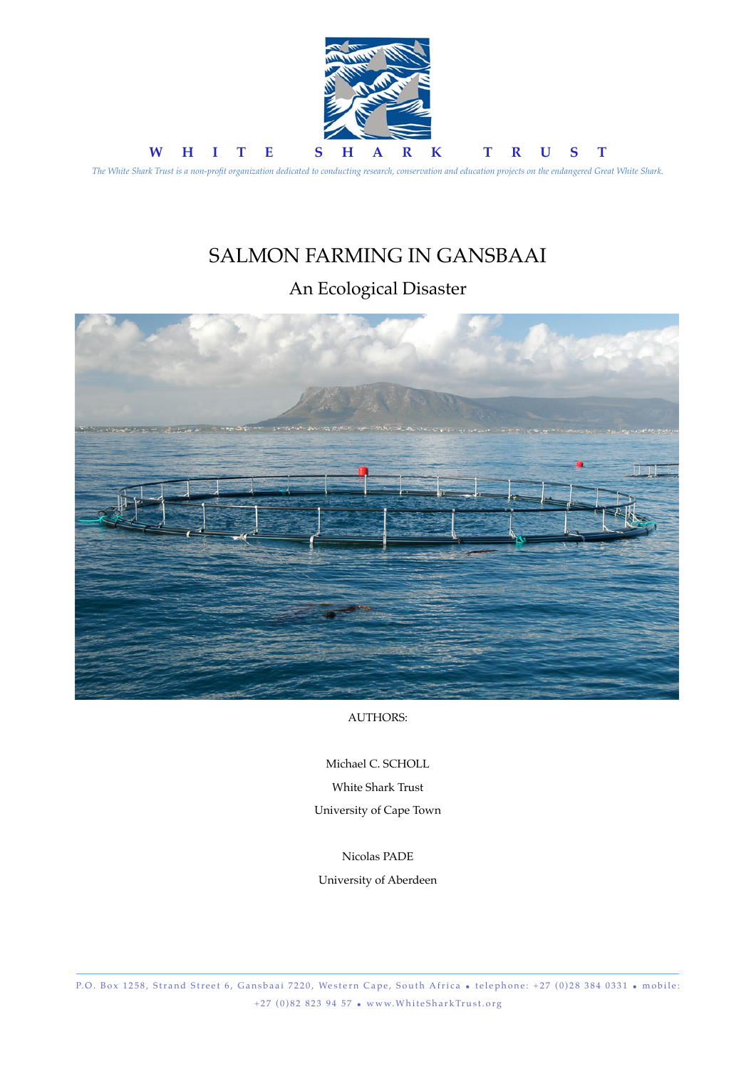**W H I T E   S H A R K   T R U S T**

*The White Shark Trust is a non-profit organization dedicated to conducting research, conservation and education projects on the endangered Great White Shark.*

# SALMON FARMING IN GANSBAAI

## An Ecological Disaster

AUTHORS:

Michael C. SCHOLL

White Shark Trust

University of Cape Town

Nicolas PADE

University of Aberdeen

P.O. Box 1258, Strand Street 6, Gansbaai 7220, Western Cape, South Africa • telephone: +27 (0)28 384 0331 • mobile: +27 (0)82 823 94 57 • www.WhiteSharkTrust.org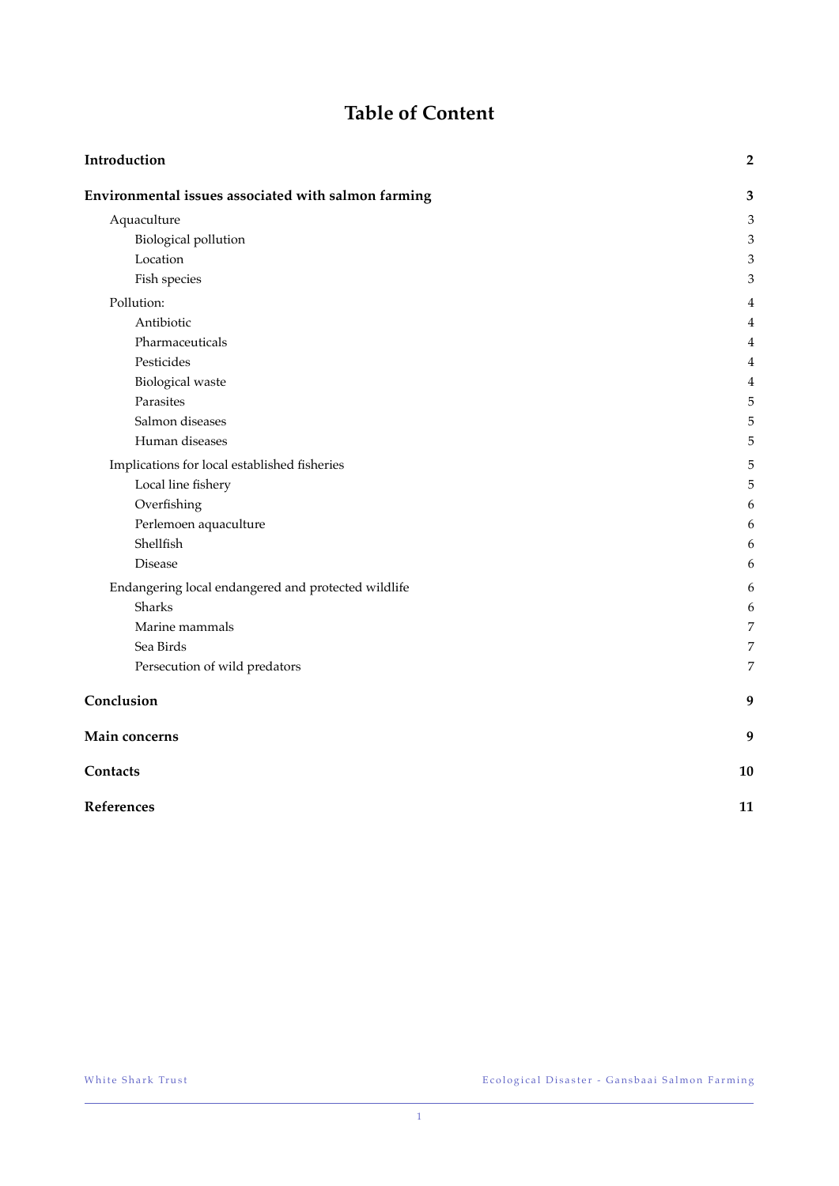# Table of Content

| | |
|---|---|
| **Introduction** | **2** |
| **Environmental issues associated with salmon farming** | **3** |
| Aquaculture | 3 |
| Biological pollution | 3 |
| Location | 3 |
| Fish species | 3 |
| Pollution: | 4 |
| Antibiotic | 4 |
| Pharmaceuticals | 4 |
| Pesticides | 4 |
| Biological waste | 4 |
| Parasites | 5 |
| Salmon diseases | 5 |
| Human diseases | 5 |
| Implications for local established fisheries | 5 |
| Local line fishery | 5 |
| Overfishing | 6 |
| Perlemoen aquaculture | 6 |
| Shellfish | 6 |
| Disease | 6 |
| Endangering local endangered and protected wildlife | 6 |
| Sharks | 6 |
| Marine mammals | 7 |
| Sea Birds | 7 |
| Persecution of wild predators | 7 |
| **Conclusion** | **9** |
| **Main concerns** | **9** |
| **Contacts** | **10** |
| **References** | **11** |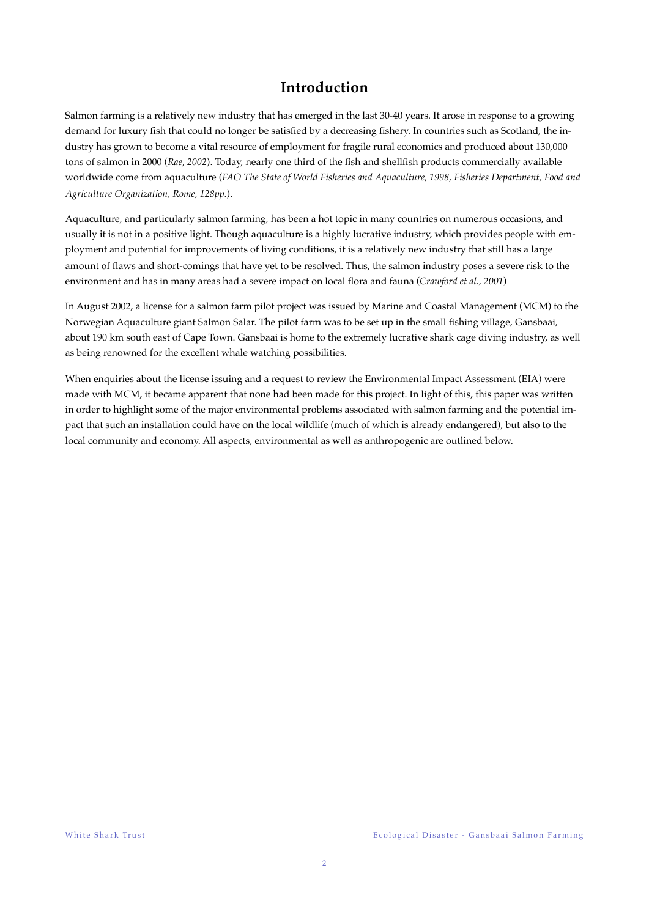# Introduction

Salmon farming is a relatively new industry that has emerged in the last 30-40 years. It arose in response to a growing demand for luxury fish that could no longer be satisfied by a decreasing fishery. In countries such as Scotland, the industry has grown to become a vital resource of employment for fragile rural economics and produced about 130,000 tons of salmon in 2000 (*Rae, 2002*). Today, nearly one third of the fish and shellfish products commercially available worldwide come from aquaculture (*FAO The State of World Fisheries and Aquaculture, 1998, Fisheries Department, Food and Agriculture Organization, Rome, 128pp.*).

Aquaculture, and particularly salmon farming, has been a hot topic in many countries on numerous occasions, and usually it is not in a positive light. Though aquaculture is a highly lucrative industry, which provides people with employment and potential for improvements of living conditions, it is a relatively new industry that still has a large amount of flaws and short-comings that have yet to be resolved. Thus, the salmon industry poses a severe risk to the environment and has in many areas had a severe impact on local flora and fauna (*Crawford et al., 2001*)

In August 2002, a license for a salmon farm pilot project was issued by Marine and Coastal Management (MCM) to the Norwegian Aquaculture giant Salmon Salar. The pilot farm was to be set up in the small fishing village, Gansbaai, about 190 km south east of Cape Town. Gansbaai is home to the extremely lucrative shark cage diving industry, as well as being renowned for the excellent whale watching possibilities.

When enquiries about the license issuing and a request to review the Environmental Impact Assessment (EIA) were made with MCM, it became apparent that none had been made for this project. In light of this, this paper was written in order to highlight some of the major environmental problems associated with salmon farming and the potential impact that such an installation could have on the local wildlife (much of which is already endangered), but also to the local community and economy. All aspects, environmental as well as anthropogenic are outlined below.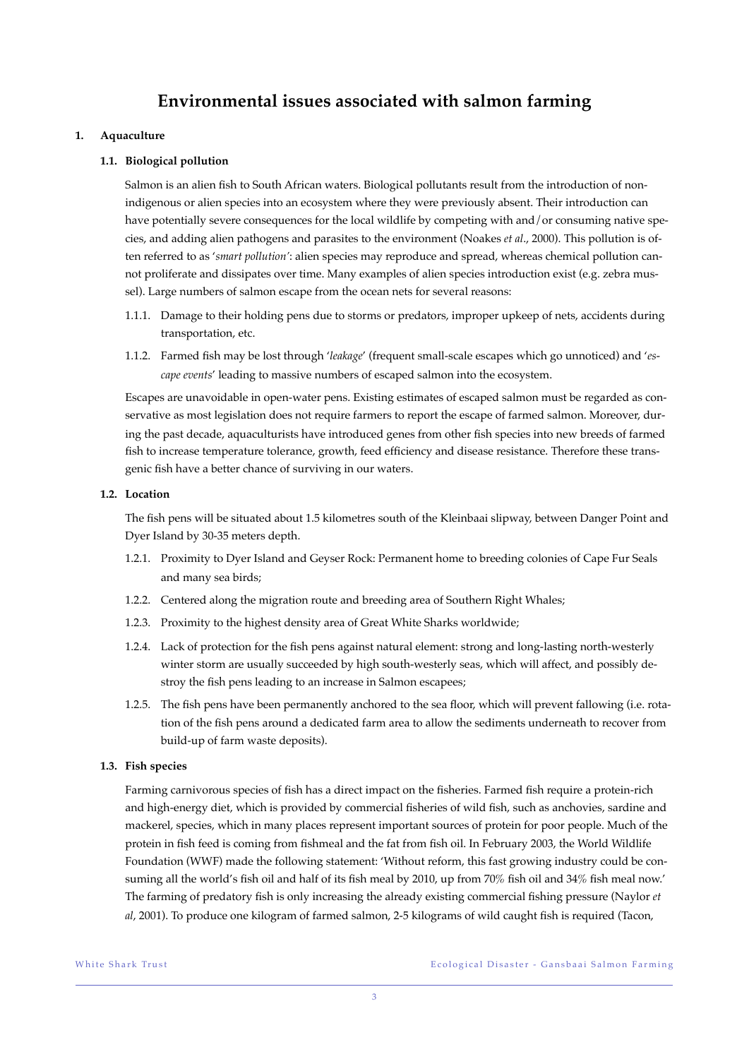# Environmental issues associated with salmon farming

## 1. Aquaculture

### 1.1. Biological pollution

Salmon is an alien fish to South African waters. Biological pollutants result from the introduction of non-indigenous or alien species into an ecosystem where they were previously absent. Their introduction can have potentially severe consequences for the local wildlife by competing with and/or consuming native species, and adding alien pathogens and parasites to the environment (Noakes *et al*., 2000). This pollution is often referred to as '*smart pollution*': alien species may reproduce and spread, whereas chemical pollution cannot proliferate and dissipates over time. Many examples of alien species introduction exist (e.g. zebra mussel). Large numbers of salmon escape from the ocean nets for several reasons:

1.1.1. Damage to their holding pens due to storms or predators, improper upkeep of nets, accidents during transportation, etc.

1.1.2. Farmed fish may be lost through '*leakage*' (frequent small-scale escapes which go unnoticed) and '*escape events*' leading to massive numbers of escaped salmon into the ecosystem.

Escapes are unavoidable in open-water pens. Existing estimates of escaped salmon must be regarded as conservative as most legislation does not require farmers to report the escape of farmed salmon. Moreover, during the past decade, aquaculturists have introduced genes from other fish species into new breeds of farmed fish to increase temperature tolerance, growth, feed efficiency and disease resistance. Therefore these transgenic fish have a better chance of surviving in our waters.

### 1.2. Location

The fish pens will be situated about 1.5 kilometres south of the Kleinbaai slipway, between Danger Point and Dyer Island by 30-35 meters depth.

1.2.1. Proximity to Dyer Island and Geyser Rock: Permanent home to breeding colonies of Cape Fur Seals and many sea birds;

1.2.2. Centered along the migration route and breeding area of Southern Right Whales;

1.2.3. Proximity to the highest density area of Great White Sharks worldwide;

1.2.4. Lack of protection for the fish pens against natural element: strong and long-lasting north-westerly winter storm are usually succeeded by high south-westerly seas, which will affect, and possibly destroy the fish pens leading to an increase in Salmon escapees;

1.2.5. The fish pens have been permanently anchored to the sea floor, which will prevent fallowing (i.e. rotation of the fish pens around a dedicated farm area to allow the sediments underneath to recover from build-up of farm waste deposits).

### 1.3. Fish species

Farming carnivorous species of fish has a direct impact on the fisheries. Farmed fish require a protein-rich and high-energy diet, which is provided by commercial fisheries of wild fish, such as anchovies, sardine and mackerel, species, which in many places represent important sources of protein for poor people. Much of the protein in fish feed is coming from fishmeal and the fat from fish oil. In February 2003, the World Wildlife Foundation (WWF) made the following statement: 'Without reform, this fast growing industry could be consuming all the world's fish oil and half of its fish meal by 2010, up from 70% fish oil and 34% fish meal now.' The farming of predatory fish is only increasing the already existing commercial fishing pressure (Naylor *et al*, 2001). To produce one kilogram of farmed salmon, 2-5 kilograms of wild caught fish is required (Tacon,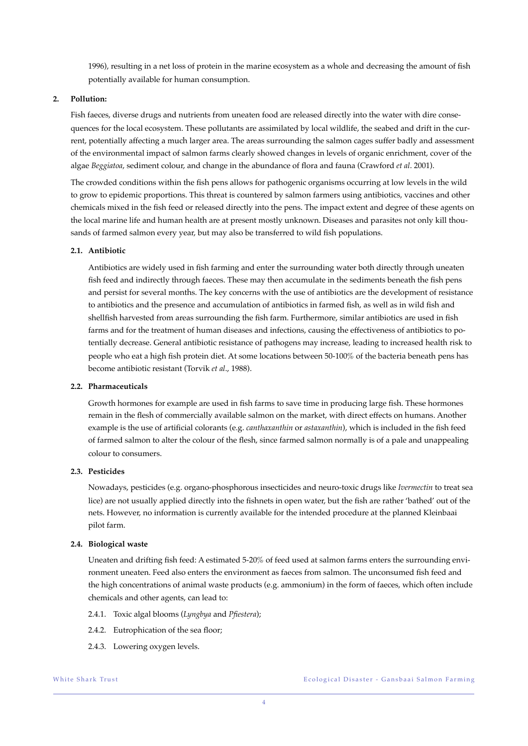1996), resulting in a net loss of protein in the marine ecosystem as a whole and decreasing the amount of fish potentially available for human consumption.

## 2. Pollution:

Fish faeces, diverse drugs and nutrients from uneaten food are released directly into the water with dire consequences for the local ecosystem. These pollutants are assimilated by local wildlife, the seabed and drift in the current, potentially affecting a much larger area. The areas surrounding the salmon cages suffer badly and assessment of the environmental impact of salmon farms clearly showed changes in levels of organic enrichment, cover of the algae *Beggiatoa*, sediment colour, and change in the abundance of flora and fauna (Crawford *et al*. 2001).

The crowded conditions within the fish pens allows for pathogenic organisms occurring at low levels in the wild to grow to epidemic proportions. This threat is countered by salmon farmers using antibiotics, vaccines and other chemicals mixed in the fish feed or released directly into the pens. The impact extent and degree of these agents on the local marine life and human health are at present mostly unknown. Diseases and parasites not only kill thousands of farmed salmon every year, but may also be transferred to wild fish populations.

### 2.1. Antibiotic

Antibiotics are widely used in fish farming and enter the surrounding water both directly through uneaten fish feed and indirectly through faeces. These may then accumulate in the sediments beneath the fish pens and persist for several months. The key concerns with the use of antibiotics are the development of resistance to antibiotics and the presence and accumulation of antibiotics in farmed fish, as well as in wild fish and shellfish harvested from areas surrounding the fish farm. Furthermore, similar antibiotics are used in fish farms and for the treatment of human diseases and infections, causing the effectiveness of antibiotics to potentially decrease. General antibiotic resistance of pathogens may increase, leading to increased health risk to people who eat a high fish protein diet. At some locations between 50-100% of the bacteria beneath pens has become antibiotic resistant (Torvik *et al*., 1988).

### 2.2. Pharmaceuticals

Growth hormones for example are used in fish farms to save time in producing large fish. These hormones remain in the flesh of commercially available salmon on the market, with direct effects on humans. Another example is the use of artificial colorants (e.g. *canthaxanthin* or *astaxanthin*), which is included in the fish feed of farmed salmon to alter the colour of the flesh, since farmed salmon normally is of a pale and unappealing colour to consumers.

### 2.3. Pesticides

Nowadays, pesticides (e.g. organo-phosphorous insecticides and neuro-toxic drugs like *Ivermectin* to treat sea lice) are not usually applied directly into the fishnets in open water, but the fish are rather 'bathed' out of the nets. However, no information is currently available for the intended procedure at the planned Kleinbaai pilot farm.

### 2.4. Biological waste

Uneaten and drifting fish feed: A estimated 5-20% of feed used at salmon farms enters the surrounding environment uneaten. Feed also enters the environment as faeces from salmon. The unconsumed fish feed and the high concentrations of animal waste products (e.g. ammonium) in the form of faeces, which often include chemicals and other agents, can lead to:

2.4.1. Toxic algal blooms (*Lyngbya* and *Pfiestera*);

2.4.2. Eutrophication of the sea floor;

2.4.3. Lowering oxygen levels.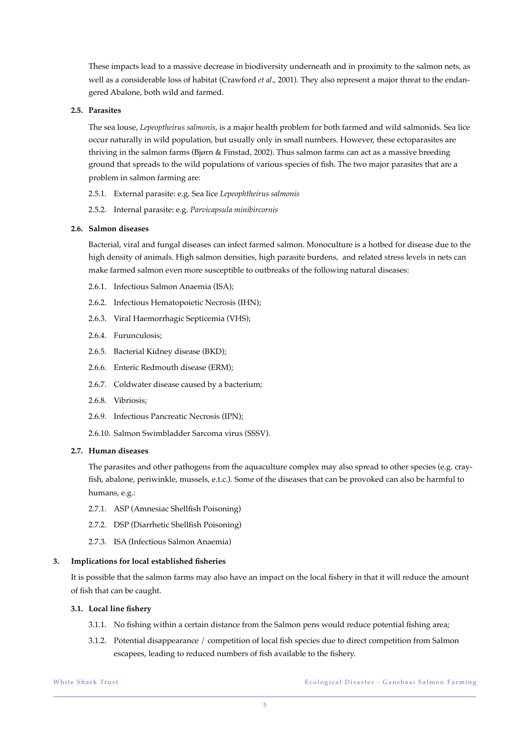These impacts lead to a massive decrease in biodiversity underneath and in proximity to the salmon nets, as well as a considerable loss of habitat (Crawford *et al*., 2001). They also represent a major threat to the endangered Abalone, both wild and farmed.

### 2.5. Parasites

The sea louse, *Lepeoptheirus salmonis*, is a major health problem for both farmed and wild salmonids. Sea lice occur naturally in wild population, but usually only in small numbers. However, these ectoparasites are thriving in the salmon farms (Bjørn & Finstad, 2002). Thus salmon farms can act as a massive breeding ground that spreads to the wild populations of various species of fish. The two major parasites that are a problem in salmon farming are:

2.5.1. External parasite: e.g. Sea lice *Lepeophtheirus salmonis*

2.5.2. Internal parasite: e.g. *Parvicapsula minibircornis*

### 2.6. Salmon diseases

Bacterial, viral and fungal diseases can infect farmed salmon. Monoculture is a hotbed for disease due to the high density of animals. High salmon densities, high parasite burdens, and related stress levels in nets can make farmed salmon even more susceptible to outbreaks of the following natural diseases:

2.6.1. Infectious Salmon Anaemia (ISA);

2.6.2. Infectious Hematopoietic Necrosis (IHN);

2.6.3. Viral Haemorrhagic Septicemia (VHS);

2.6.4. Furunculosis;

2.6.5. Bacterial Kidney disease (BKD);

2.6.6. Enteric Redmouth disease (ERM);

2.6.7. Coldwater disease caused by a bacterium;

2.6.8. Vibriosis;

2.6.9. Infectious Pancreatic Necrosis (IPN);

2.6.10. Salmon Swimbladder Sarcoma virus (SSSV).

### 2.7. Human diseases

The parasites and other pathogens from the aquaculture complex may also spread to other species (e.g. crayfish, abalone, periwinkle, mussels, e.t.c.). Some of the diseases that can be provoked can also be harmful to humans, e.g.:

2.7.1. ASP (Amnesiac Shellfish Poisoning)

2.7.2. DSP (Diarrhetic Shellfish Poisoning)

2.7.3. ISA (Infectious Salmon Anaemia)

## 3. Implications for local established fisheries

It is possible that the salmon farms may also have an impact on the local fishery in that it will reduce the amount of fish that can be caught.

### 3.1. Local line fishery

3.1.1. No fishing within a certain distance from the Salmon pens would reduce potential fishing area;

3.1.2. Potential disappearance / competition of local fish species due to direct competition from Salmon escapees, leading to reduced numbers of fish available to the fishery.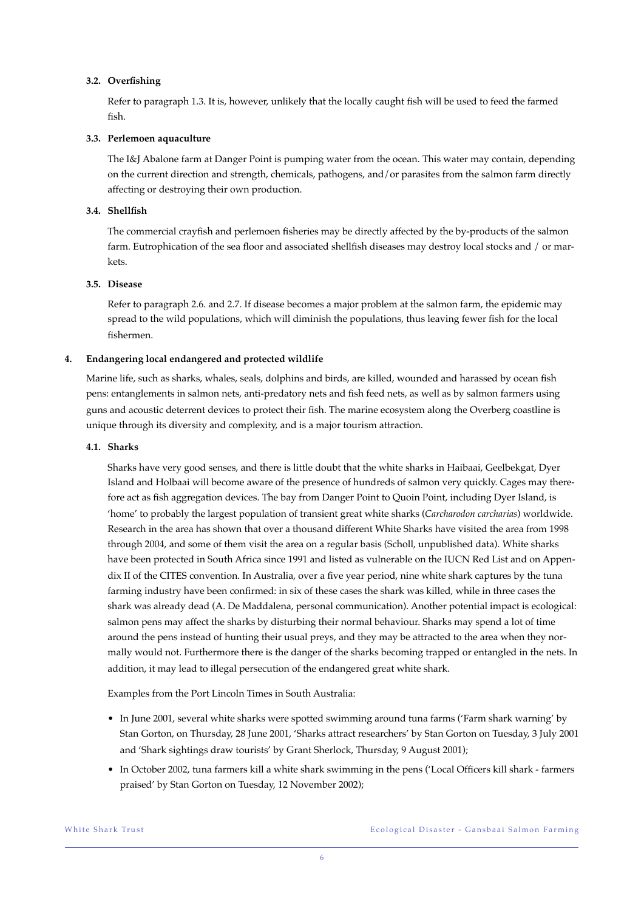### 3.2. Overfishing

Refer to paragraph 1.3. It is, however, unlikely that the locally caught fish will be used to feed the farmed fish.

### 3.3. Perlemoen aquaculture

The I&J Abalone farm at Danger Point is pumping water from the ocean. This water may contain, depending on the current direction and strength, chemicals, pathogens, and/or parasites from the salmon farm directly affecting or destroying their own production.

### 3.4. Shellfish

The commercial crayfish and perlemoen fisheries may be directly affected by the by-products of the salmon farm. Eutrophication of the sea floor and associated shellfish diseases may destroy local stocks and / or markets.

### 3.5. Disease

Refer to paragraph 2.6. and 2.7. If disease becomes a major problem at the salmon farm, the epidemic may spread to the wild populations, which will diminish the populations, thus leaving fewer fish for the local fishermen.

## 4. Endangering local endangered and protected wildlife

Marine life, such as sharks, whales, seals, dolphins and birds, are killed, wounded and harassed by ocean fish pens: entanglements in salmon nets, anti-predatory nets and fish feed nets, as well as by salmon farmers using guns and acoustic deterrent devices to protect their fish. The marine ecosystem along the Overberg coastline is unique through its diversity and complexity, and is a major tourism attraction.

### 4.1. Sharks

Sharks have very good senses, and there is little doubt that the white sharks in Haibaai, Geelbekgat, Dyer Island and Holbaai will become aware of the presence of hundreds of salmon very quickly. Cages may therefore act as fish aggregation devices. The bay from Danger Point to Quoin Point, including Dyer Island, is 'home' to probably the largest population of transient great white sharks (*Carcharodon carcharias*) worldwide. Research in the area has shown that over a thousand different White Sharks have visited the area from 1998 through 2004, and some of them visit the area on a regular basis (Scholl, unpublished data). White sharks have been protected in South Africa since 1991 and listed as vulnerable on the IUCN Red List and on Appendix II of the CITES convention. In Australia, over a five year period, nine white shark captures by the tuna farming industry have been confirmed: in six of these cases the shark was killed, while in three cases the shark was already dead (A. De Maddalena, personal communication). Another potential impact is ecological: salmon pens may affect the sharks by disturbing their normal behaviour. Sharks may spend a lot of time around the pens instead of hunting their usual preys, and they may be attracted to the area when they normally would not. Furthermore there is the danger of the sharks becoming trapped or entangled in the nets. In addition, it may lead to illegal persecution of the endangered great white shark.

Examples from the Port Lincoln Times in South Australia:

- In June 2001, several white sharks were spotted swimming around tuna farms ('Farm shark warning' by Stan Gorton, on Thursday, 28 June 2001, 'Sharks attract researchers' by Stan Gorton on Tuesday, 3 July 2001 and 'Shark sightings draw tourists' by Grant Sherlock, Thursday, 9 August 2001);
- In October 2002, tuna farmers kill a white shark swimming in the pens ('Local Officers kill shark - farmers praised' by Stan Gorton on Tuesday, 12 November 2002);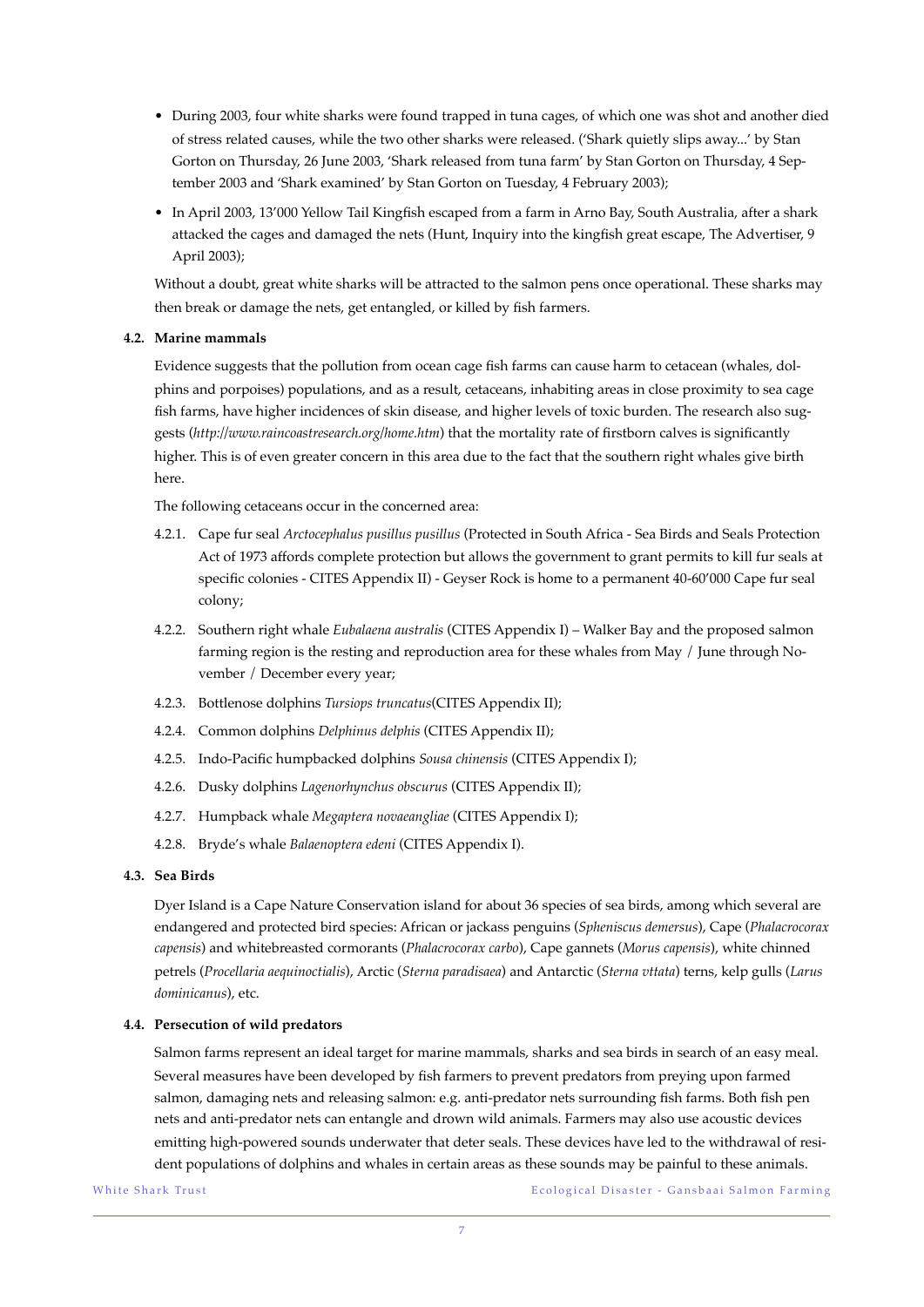- During 2003, four white sharks were found trapped in tuna cages, of which one was shot and another died of stress related causes, while the two other sharks were released. ('Shark quietly slips away...' by Stan Gorton on Thursday, 26 June 2003, 'Shark released from tuna farm' by Stan Gorton on Thursday, 4 September 2003 and 'Shark examined' by Stan Gorton on Tuesday, 4 February 2003);
- In April 2003, 13'000 Yellow Tail Kingfish escaped from a farm in Arno Bay, South Australia, after a shark attacked the cages and damaged the nets (Hunt, Inquiry into the kingfish great escape, The Advertiser, 9 April 2003);

Without a doubt, great white sharks will be attracted to the salmon pens once operational. These sharks may then break or damage the nets, get entangled, or killed by fish farmers.

### 4.2. Marine mammals

Evidence suggests that the pollution from ocean cage fish farms can cause harm to cetacean (whales, dolphins and porpoises) populations, and as a result, cetaceans, inhabiting areas in close proximity to sea cage fish farms, have higher incidences of skin disease, and higher levels of toxic burden. The research also suggests (*http://www.raincoastresearch.org/home.htm*) that the mortality rate of firstborn calves is significantly higher. This is of even greater concern in this area due to the fact that the southern right whales give birth here.

The following cetaceans occur in the concerned area:

4.2.1. Cape fur seal *Arctocephalus pusillus pusillus* (Protected in South Africa - Sea Birds and Seals Protection Act of 1973 affords complete protection but allows the government to grant permits to kill fur seals at specific colonies - CITES Appendix II) - Geyser Rock is home to a permanent 40-60'000 Cape fur seal colony;

4.2.2. Southern right whale *Eubalaena australis* (CITES Appendix I) – Walker Bay and the proposed salmon farming region is the resting and reproduction area for these whales from May / June through November / December every year;

4.2.3. Bottlenose dolphins *Tursiops truncatus*(CITES Appendix II);

4.2.4. Common dolphins *Delphinus delphis* (CITES Appendix II);

4.2.5. Indo-Pacific humpbacked dolphins *Sousa chinensis* (CITES Appendix I);

4.2.6. Dusky dolphins *Lagenorhynchus obscurus* (CITES Appendix II);

4.2.7. Humpback whale *Megaptera novaeangliae* (CITES Appendix I);

4.2.8. Bryde's whale *Balaenoptera edeni* (CITES Appendix I).

### 4.3. Sea Birds

Dyer Island is a Cape Nature Conservation island for about 36 species of sea birds, among which several are endangered and protected bird species: African or jackass penguins (*Spheniscus demersus*), Cape (*Phalacrocorax capensis*) and whitebreasted cormorants (*Phalacrocorax carbo*), Cape gannets (*Morus capensis*), white chinned petrels (*Procellaria aequinoctialis*), Arctic (*Sterna paradisaea*) and Antarctic (*Sterna vttata*) terns, kelp gulls (*Larus dominicanus*), etc.

### 4.4. Persecution of wild predators

Salmon farms represent an ideal target for marine mammals, sharks and sea birds in search of an easy meal. Several measures have been developed by fish farmers to prevent predators from preying upon farmed salmon, damaging nets and releasing salmon: e.g. anti-predator nets surrounding fish farms. Both fish pen nets and anti-predator nets can entangle and drown wild animals. Farmers may also use acoustic devices emitting high-powered sounds underwater that deter seals. These devices have led to the withdrawal of resident populations of dolphins and whales in certain areas as these sounds may be painful to these animals.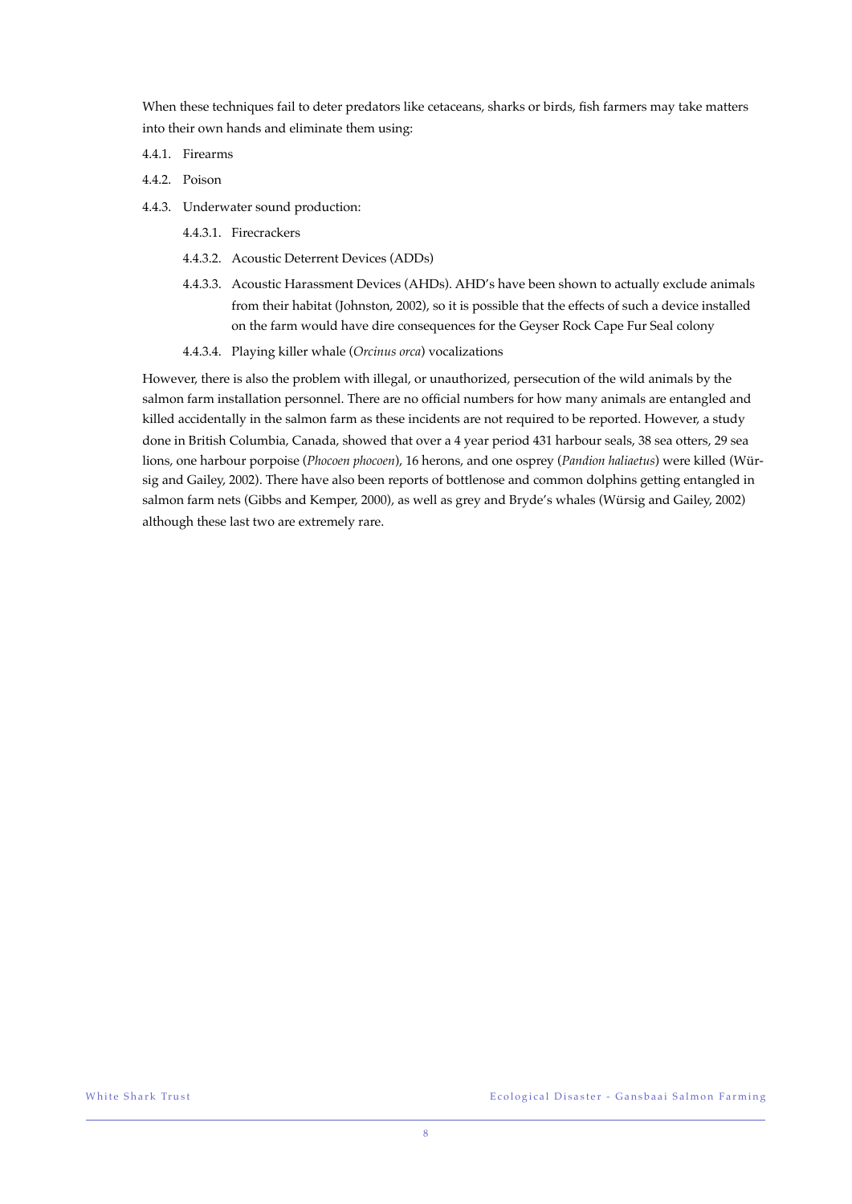When these techniques fail to deter predators like cetaceans, sharks or birds, fish farmers may take matters into their own hands and eliminate them using:

4.4.1. Firearms

4.4.2. Poison

4.4.3. Underwater sound production:

  4.4.3.1. Firecrackers

  4.4.3.2. Acoustic Deterrent Devices (ADDs)

  4.4.3.3. Acoustic Harassment Devices (AHDs). AHD's have been shown to actually exclude animals from their habitat (Johnston, 2002), so it is possible that the effects of such a device installed on the farm would have dire consequences for the Geyser Rock Cape Fur Seal colony

  4.4.3.4. Playing killer whale (*Orcinus orca*) vocalizations

However, there is also the problem with illegal, or unauthorized, persecution of the wild animals by the salmon farm installation personnel. There are no official numbers for how many animals are entangled and killed accidentally in the salmon farm as these incidents are not required to be reported. However, a study done in British Columbia, Canada, showed that over a 4 year period 431 harbour seals, 38 sea otters, 29 sea lions, one harbour porpoise (*Phocoen phocoen*), 16 herons, and one osprey (*Pandion haliaetus*) were killed (Würsig and Gailey, 2002). There have also been reports of bottlenose and common dolphins getting entangled in salmon farm nets (Gibbs and Kemper, 2000), as well as grey and Bryde's whales (Würsig and Gailey, 2002) although these last two are extremely rare.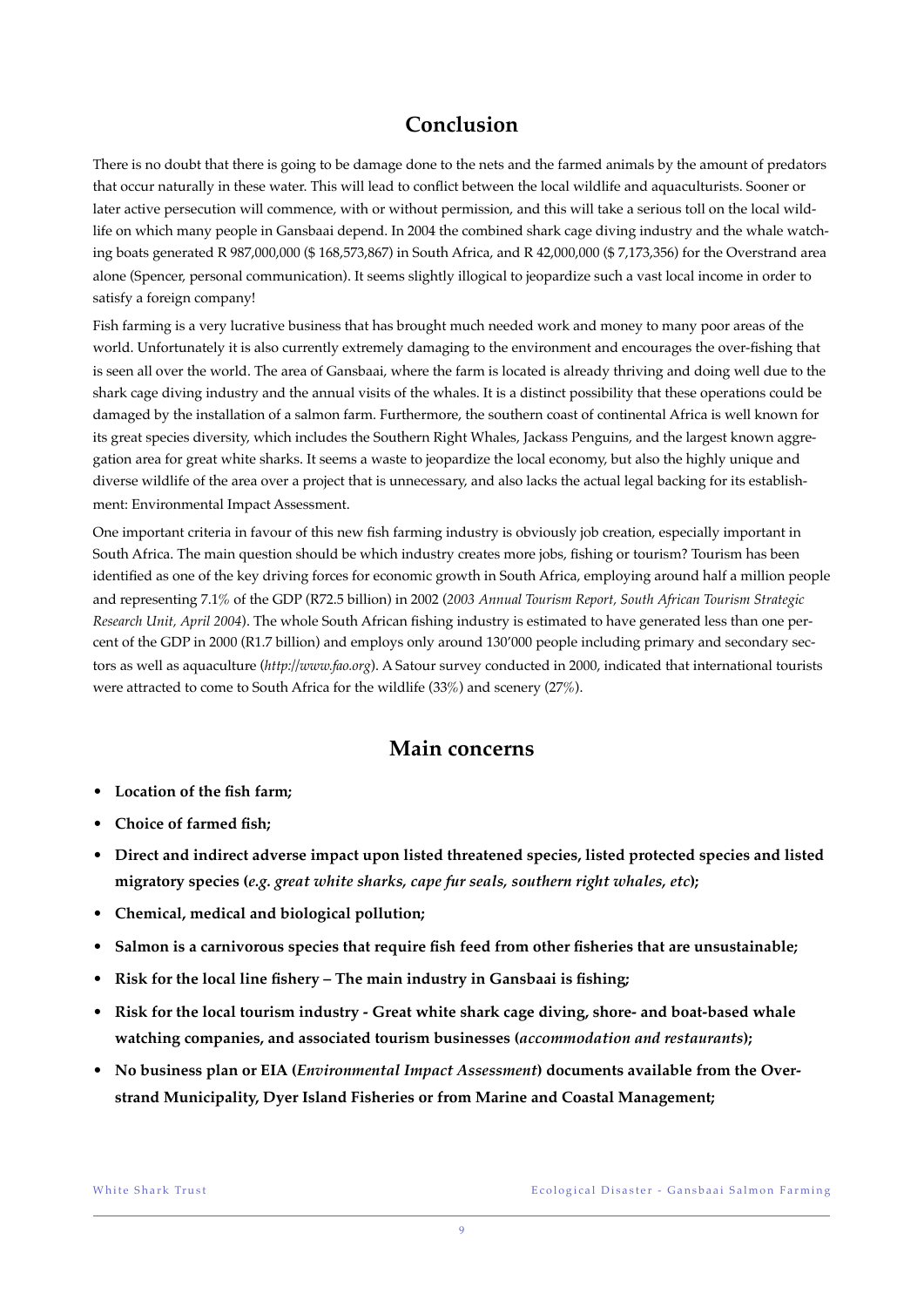## Conclusion

There is no doubt that there is going to be damage done to the nets and the farmed animals by the amount of predators that occur naturally in these water. This will lead to conflict between the local wildlife and aquaculturists. Sooner or later active persecution will commence, with or without permission, and this will take a serious toll on the local wildlife on which many people in Gansbaai depend. In 2004 the combined shark cage diving industry and the whale watching boats generated R 987,000,000 ($ 168,573,867) in South Africa, and R 42,000,000 ($ 7,173,356) for the Overstrand area alone (Spencer, personal communication). It seems slightly illogical to jeopardize such a vast local income in order to satisfy a foreign company!

Fish farming is a very lucrative business that has brought much needed work and money to many poor areas of the world. Unfortunately it is also currently extremely damaging to the environment and encourages the over-fishing that is seen all over the world. The area of Gansbaai, where the farm is located is already thriving and doing well due to the shark cage diving industry and the annual visits of the whales. It is a distinct possibility that these operations could be damaged by the installation of a salmon farm. Furthermore, the southern coast of continental Africa is well known for its great species diversity, which includes the Southern Right Whales, Jackass Penguins, and the largest known aggregation area for great white sharks. It seems a waste to jeopardize the local economy, but also the highly unique and diverse wildlife of the area over a project that is unnecessary, and also lacks the actual legal backing for its establishment: Environmental Impact Assessment.

One important criteria in favour of this new fish farming industry is obviously job creation, especially important in South Africa. The main question should be which industry creates more jobs, fishing or tourism? Tourism has been identified as one of the key driving forces for economic growth in South Africa, employing around half a million people and representing 7.1% of the GDP (R72.5 billion) in 2002 (*2003 Annual Tourism Report, South African Tourism Strategic Research Unit, April 2004*). The whole South African fishing industry is estimated to have generated less than one percent of the GDP in 2000 (R1.7 billion) and employs only around 130'000 people including primary and secondary sectors as well as aquaculture (*http://www.fao.org*). A Satour survey conducted in 2000, indicated that international tourists were attracted to come to South Africa for the wildlife (33%) and scenery (27%).

## Main concerns

- **Location of the fish farm;**
- **Choice of farmed fish;**
- **Direct and indirect adverse impact upon listed threatened species, listed protected species and listed migratory species (*e.g. great white sharks, cape fur seals, southern right whales, etc*);**
- **Chemical, medical and biological pollution;**
- **Salmon is a carnivorous species that require fish feed from other fisheries that are unsustainable;**
- **Risk for the local line fishery – The main industry in Gansbaai is fishing;**
- **Risk for the local tourism industry - Great white shark cage diving, shore- and boat-based whale watching companies, and associated tourism businesses (*accommodation and restaurants*);**
- **No business plan or EIA (*Environmental Impact Assessment*) documents available from the Overstrand Municipality, Dyer Island Fisheries or from Marine and Coastal Management;**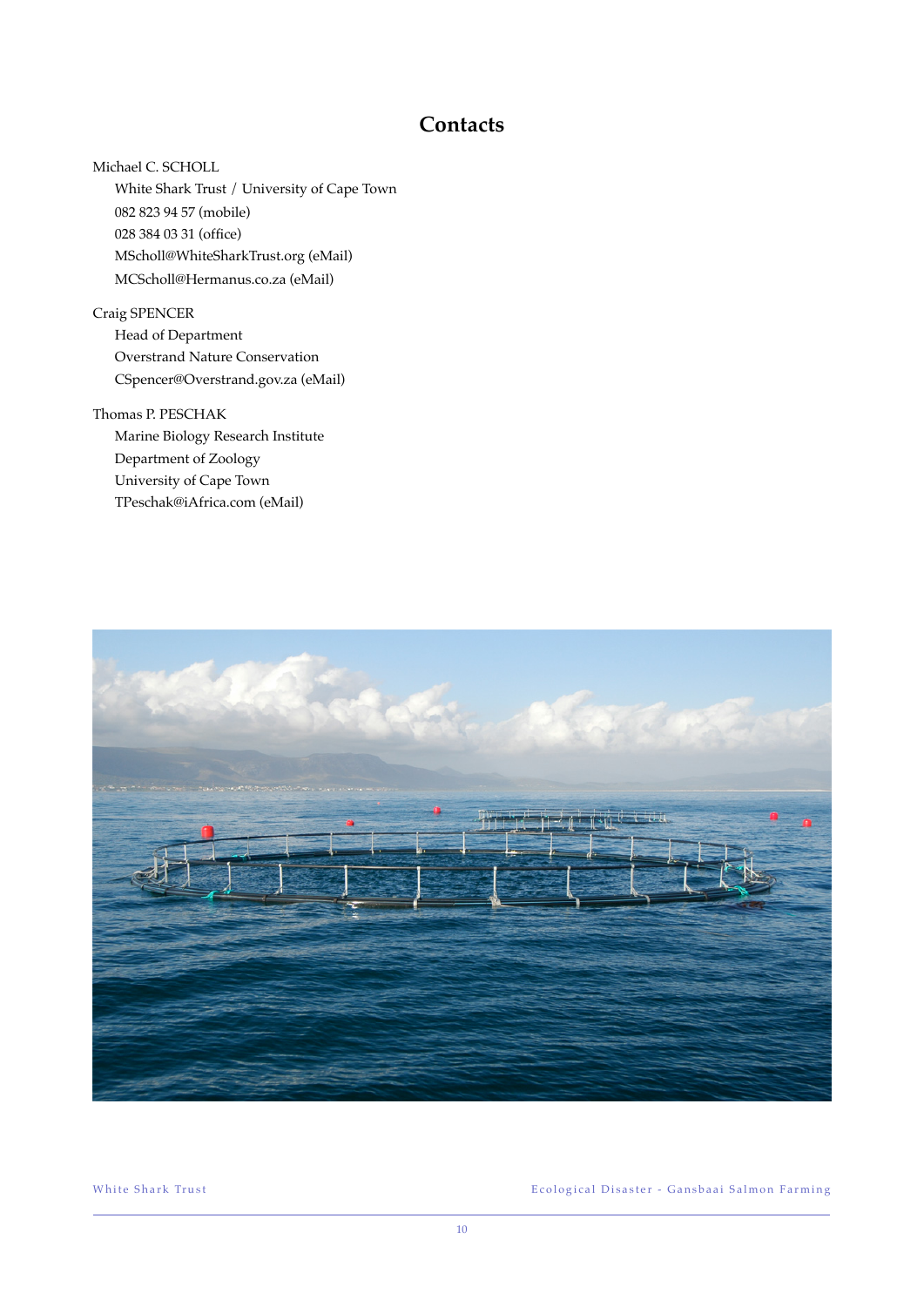# Contacts

Michael C. SCHOLL

White Shark Trust / University of Cape Town
082 823 94 57 (mobile)
028 384 03 31 (office)
MScholl@WhiteSharkTrust.org (eMail)
MCScholl@Hermanus.co.za (eMail)

Craig SPENCER

Head of Department
Overstrand Nature Conservation
CSpencer@Overstrand.gov.za (eMail)

Thomas P. PESCHAK

Marine Biology Research Institute
Department of Zoology
University of Cape Town
TPeschak@iAfrica.com (eMail)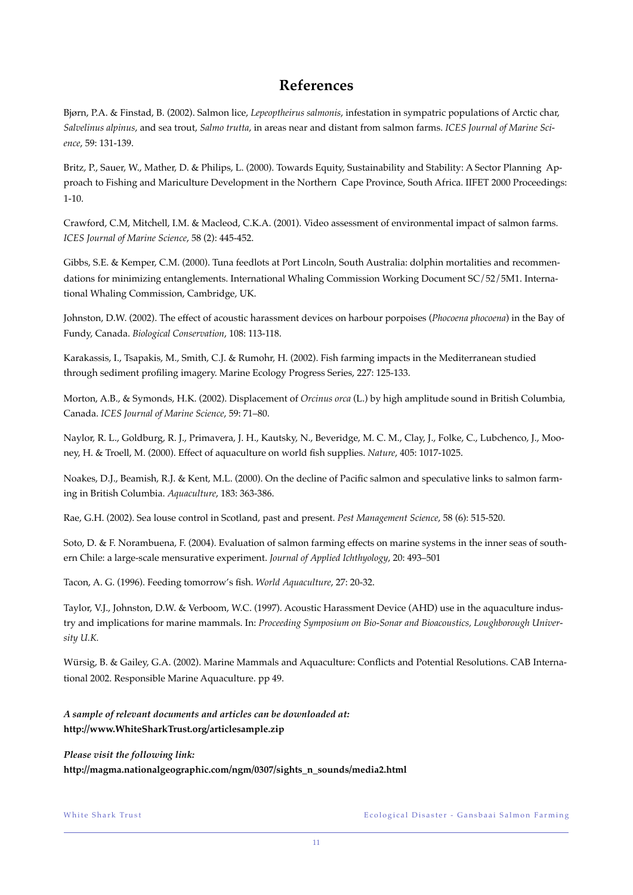# References

Bjørn, P.A. & Finstad, B. (2002). Salmon lice, *Lepeoptheirus salmonis*, infestation in sympatric populations of Arctic char, *Salvelinus alpinus*, and sea trout, *Salmo trutta*, in areas near and distant from salmon farms. *ICES Journal of Marine Science*, 59: 131-139.

Britz, P., Sauer, W., Mather, D. & Philips, L. (2000). Towards Equity, Sustainability and Stability: A Sector Planning Approach to Fishing and Mariculture Development in the Northern Cape Province, South Africa. IIFET 2000 Proceedings: 1-10.

Crawford, C.M, Mitchell, I.M. & Macleod, C.K.A. (2001). Video assessment of environmental impact of salmon farms. *ICES Journal of Marine Science*, 58 (2): 445-452.

Gibbs, S.E. & Kemper, C.M. (2000). Tuna feedlots at Port Lincoln, South Australia: dolphin mortalities and recommendations for minimizing entanglements. International Whaling Commission Working Document SC/52/5M1. International Whaling Commission, Cambridge, UK.

Johnston, D.W. (2002). The effect of acoustic harassment devices on harbour porpoises (*Phocoena phocoena*) in the Bay of Fundy, Canada. *Biological Conservation*, 108: 113-118.

Karakassis, I., Tsapakis, M., Smith, C.J. & Rumohr, H. (2002). Fish farming impacts in the Mediterranean studied through sediment profiling imagery. Marine Ecology Progress Series, 227: 125-133.

Morton, A.B., & Symonds, H.K. (2002). Displacement of *Orcinus orca* (L.) by high amplitude sound in British Columbia, Canada. *ICES Journal of Marine Science*, 59: 71–80.

Naylor, R. L., Goldburg, R. J., Primavera, J. H., Kautsky, N., Beveridge, M. C. M., Clay, J., Folke, C., Lubchenco, J., Mooney, H. & Troell, M. (2000). Effect of aquaculture on world fish supplies. *Nature*, 405: 1017-1025.

Noakes, D.J., Beamish, R.J. & Kent, M.L. (2000). On the decline of Pacific salmon and speculative links to salmon farming in British Columbia. *Aquaculture*, 183: 363-386.

Rae, G.H. (2002). Sea louse control in Scotland, past and present. *Pest Management Science*, 58 (6): 515-520.

Soto, D. & F. Norambuena, F. (2004). Evaluation of salmon farming effects on marine systems in the inner seas of southern Chile: a large-scale mensurative experiment. *Journal of Applied Ichthyology*, 20: 493–501

Tacon, A. G. (1996). Feeding tomorrow's fish. *World Aquaculture*, 27: 20-32.

Taylor, V.J., Johnston, D.W. & Verboom, W.C. (1997). Acoustic Harassment Device (AHD) use in the aquaculture industry and implications for marine mammals. In: *Proceeding Symposium on Bio-Sonar and Bioacoustics, Loughborough University U.K.*

Würsig, B. & Gailey, G.A. (2002). Marine Mammals and Aquaculture: Conflicts and Potential Resolutions. CAB International 2002. Responsible Marine Aquaculture. pp 49.

***A sample of relevant documents and articles can be downloaded at:***
**http://www.WhiteSharkTrust.org/articlesample.zip**

***Please visit the following link:***
**http://magma.nationalgeographic.com/ngm/0307/sights_n_sounds/media2.html**